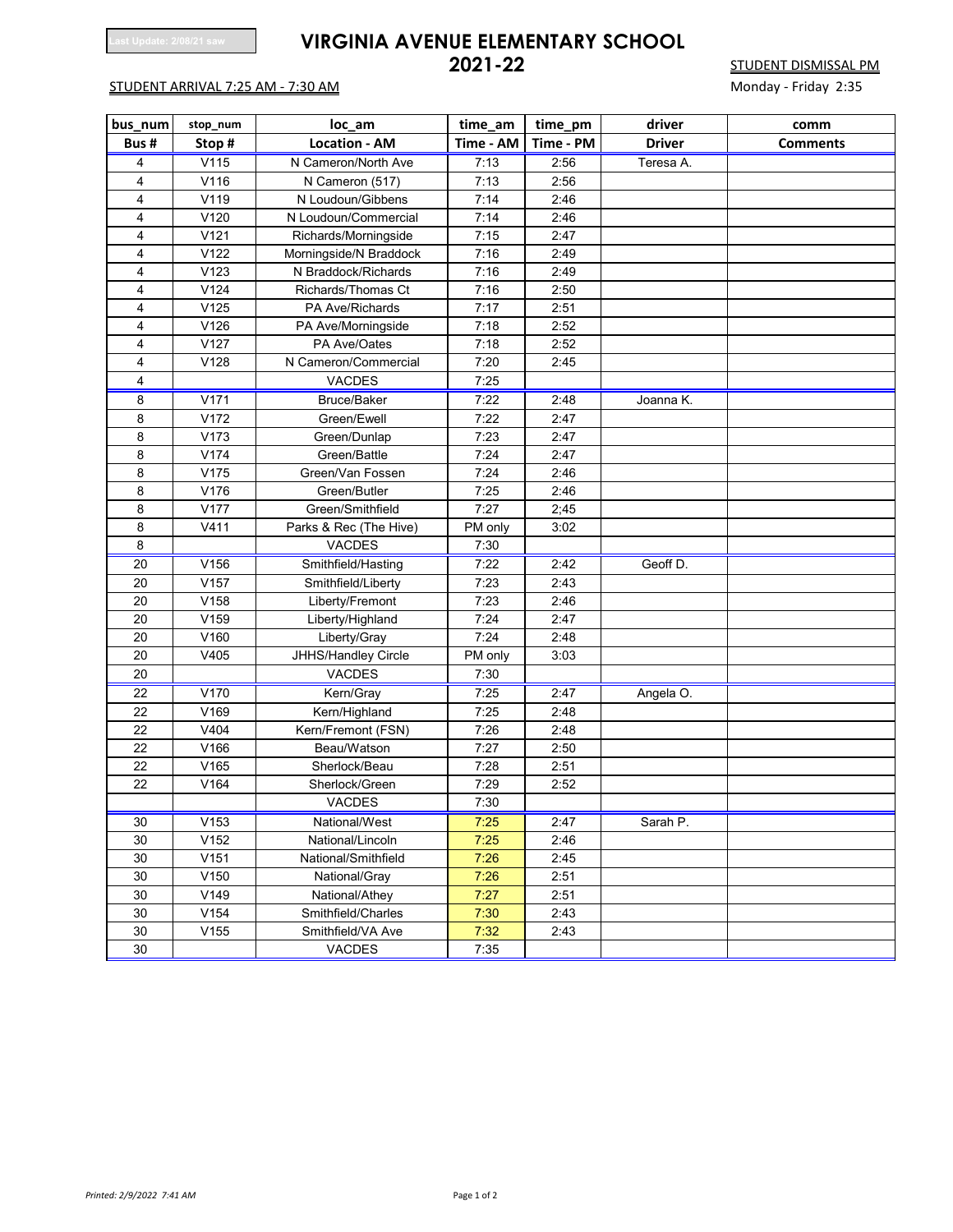Last Update: 2/08/21 saw

# VIRGINIA AVENUE ELEMENTARY SCHOOL
## 2021-22

STUDENT DISMISSAL PM
Monday - Friday 2:35

STUDENT ARRIVAL 7:25 AM - 7:30 AM

| bus_num | stop_num | loc_am | time_am | time_pm | driver | comm |
|---|---|---|---|---|---|---|
| **Bus #** | **Stop #** | **Location - AM** | **Time - AM** | **Time - PM** | **Driver** | **Comments** |
| 4 | V115 | N Cameron/North Ave | 7:13 | 2:56 | Teresa A. | |
| 4 | V116 | N Cameron (517) | 7:13 | 2:56 | | |
| 4 | V119 | N Loudoun/Gibbens | 7:14 | 2:46 | | |
| 4 | V120 | N Loudoun/Commercial | 7:14 | 2:46 | | |
| 4 | V121 | Richards/Morningside | 7:15 | 2:47 | | |
| 4 | V122 | Morningside/N Braddock | 7:16 | 2:49 | | |
| 4 | V123 | N Braddock/Richards | 7:16 | 2:49 | | |
| 4 | V124 | Richards/Thomas Ct | 7:16 | 2:50 | | |
| 4 | V125 | PA Ave/Richards | 7:17 | 2:51 | | |
| 4 | V126 | PA Ave/Morningside | 7:18 | 2:52 | | |
| 4 | V127 | PA Ave/Oates | 7:18 | 2:52 | | |
| 4 | V128 | N Cameron/Commercial | 7:20 | 2:45 | | |
| 4 | | VACDES | 7:25 | | | |
| 8 | V171 | Bruce/Baker | 7:22 | 2:48 | Joanna K. | |
| 8 | V172 | Green/Ewell | 7:22 | 2:47 | | |
| 8 | V173 | Green/Dunlap | 7:23 | 2:47 | | |
| 8 | V174 | Green/Battle | 7:24 | 2:47 | | |
| 8 | V175 | Green/Van Fossen | 7:24 | 2:46 | | |
| 8 | V176 | Green/Butler | 7:25 | 2:46 | | |
| 8 | V177 | Green/Smithfield | 7:27 | 2;45 | | |
| 8 | V411 | Parks & Rec (The Hive) | PM only | 3:02 | | |
| 8 | | VACDES | 7:30 | | | |
| 20 | V156 | Smithfield/Hasting | 7:22 | 2:42 | Geoff D. | |
| 20 | V157 | Smithfield/Liberty | 7:23 | 2:43 | | |
| 20 | V158 | Liberty/Fremont | 7:23 | 2:46 | | |
| 20 | V159 | Liberty/Highland | 7:24 | 2:47 | | |
| 20 | V160 | Liberty/Gray | 7:24 | 2:48 | | |
| 20 | V405 | JHHS/Handley Circle | PM only | 3:03 | | |
| 20 | | VACDES | 7:30 | | | |
| 22 | V170 | Kern/Gray | 7:25 | 2:47 | Angela O. | |
| 22 | V169 | Kern/Highland | 7:25 | 2:48 | | |
| 22 | V404 | Kern/Fremont (FSN) | 7:26 | 2:48 | | |
| 22 | V166 | Beau/Watson | 7:27 | 2:50 | | |
| 22 | V165 | Sherlock/Beau | 7:28 | 2:51 | | |
| 22 | V164 | Sherlock/Green | 7:29 | 2:52 | | |
| | | VACDES | 7:30 | | | |
| 30 | V153 | National/West | 7:25 | 2:47 | Sarah P. | |
| 30 | V152 | National/Lincoln | 7:25 | 2:46 | | |
| 30 | V151 | National/Smithfield | 7:26 | 2:45 | | |
| 30 | V150 | National/Gray | 7:26 | 2:51 | | |
| 30 | V149 | National/Athey | 7:27 | 2:51 | | |
| 30 | V154 | Smithfield/Charles | 7:30 | 2:43 | | |
| 30 | V155 | Smithfield/VA Ave | 7:32 | 2:43 | | |
| 30 | | VACDES | 7:35 | | | |

*Printed: 2/9/2022 7:41 AM*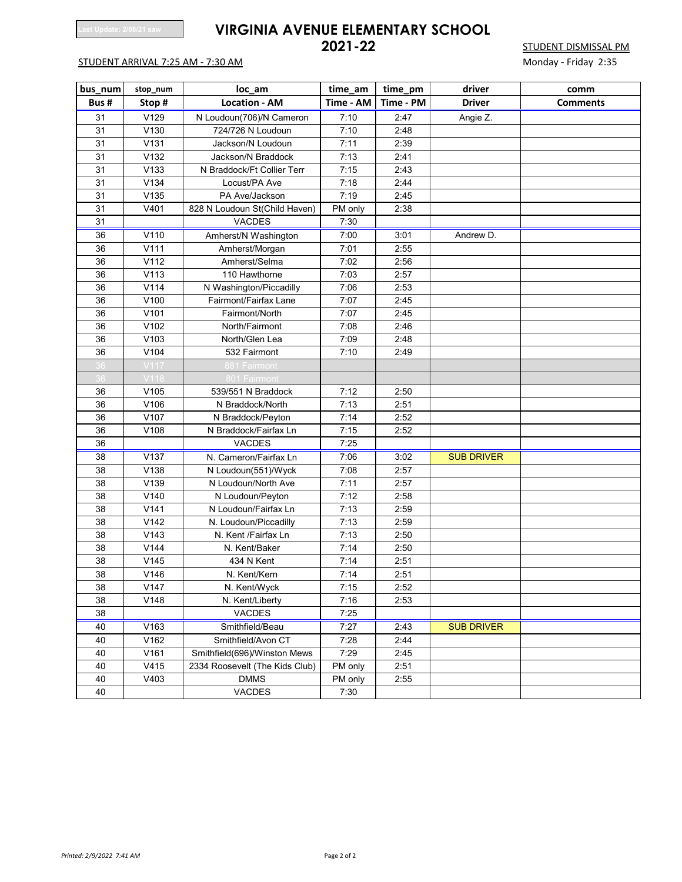Last Update: 2/08/21 saw

# VIRGINIA AVENUE ELEMENTARY SCHOOL
## 2021-22

STUDENT ARRIVAL 7:25 AM - 7:30 AM

STUDENT DISMISSAL PM
Monday - Friday 2:35

| bus_num | stop_num | loc_am | time_am | time_pm | driver | comm |
|---|---|---|---|---|---|---|
| **Bus #** | **Stop #** | **Location - AM** | **Time - AM** | **Time - PM** | **Driver** | **Comments** |
| 31 | V129 | N Loudoun(706)/N Cameron | 7:10 | 2:47 | Angie Z. | |
| 31 | V130 | 724/726 N Loudoun | 7:10 | 2:48 | | |
| 31 | V131 | Jackson/N Loudoun | 7:11 | 2:39 | | |
| 31 | V132 | Jackson/N Braddock | 7:13 | 2:41 | | |
| 31 | V133 | N Braddock/Ft Collier Terr | 7:15 | 2:43 | | |
| 31 | V134 | Locust/PA Ave | 7:18 | 2:44 | | |
| 31 | V135 | PA Ave/Jackson | 7:19 | 2:45 | | |
| 31 | V401 | 828 N Loudoun St(Child Haven) | PM only | 2:38 | | |
| 31 | | VACDES | 7:30 | | | |
| 36 | V110 | Amherst/N Washington | 7:00 | 3:01 | Andrew D. | |
| 36 | V111 | Amherst/Morgan | 7:01 | 2:55 | | |
| 36 | V112 | Amherst/Selma | 7:02 | 2:56 | | |
| 36 | V113 | 110 Hawthorne | 7:03 | 2:57 | | |
| 36 | V114 | N Washington/Piccadilly | 7:06 | 2:53 | | |
| 36 | V100 | Fairmont/Fairfax Lane | 7:07 | 2:45 | | |
| 36 | V101 | Fairmont/North | 7:07 | 2:45 | | |
| 36 | V102 | North/Fairmont | 7:08 | 2:46 | | |
| 36 | V103 | North/Glen Lea | 7:09 | 2:48 | | |
| 36 | V104 | 532 Fairmont | 7:10 | 2:49 | | |
| 36 | V117 | 881 Fairmont | | | | |
| 36 | V118 | 801 Fairmont | | | | |
| 36 | V105 | 539/551 N Braddock | 7:12 | 2:50 | | |
| 36 | V106 | N Braddock/North | 7:13 | 2:51 | | |
| 36 | V107 | N Braddock/Peyton | 7:14 | 2:52 | | |
| 36 | V108 | N Braddock/Fairfax Ln | 7:15 | 2:52 | | |
| 36 | | VACDES | 7:25 | | | |
| 38 | V137 | N. Cameron/Fairfax Ln | 7:06 | 3:02 | SUB DRIVER | |
| 38 | V138 | N Loudoun(551)/Wyck | 7:08 | 2:57 | | |
| 38 | V139 | N Loudoun/North Ave | 7:11 | 2:57 | | |
| 38 | V140 | N Loudoun/Peyton | 7:12 | 2:58 | | |
| 38 | V141 | N Loudoun/Fairfax Ln | 7:13 | 2:59 | | |
| 38 | V142 | N. Loudoun/Piccadilly | 7:13 | 2:59 | | |
| 38 | V143 | N. Kent /Fairfax Ln | 7:13 | 2:50 | | |
| 38 | V144 | N. Kent/Baker | 7:14 | 2:50 | | |
| 38 | V145 | 434 N Kent | 7:14 | 2:51 | | |
| 38 | V146 | N. Kent/Kern | 7:14 | 2:51 | | |
| 38 | V147 | N. Kent/Wyck | 7:15 | 2:52 | | |
| 38 | V148 | N. Kent/Liberty | 7:16 | 2:53 | | |
| 38 | | VACDES | 7:25 | | | |
| 40 | V163 | Smithfield/Beau | 7:27 | 2:43 | SUB DRIVER | |
| 40 | V162 | Smithfield/Avon CT | 7:28 | 2:44 | | |
| 40 | V161 | Smithfield(696)/Winston Mews | 7:29 | 2:45 | | |
| 40 | V415 | 2334 Roosevelt (The Kids Club) | PM only | 2:51 | | |
| 40 | V403 | DMMS | PM only | 2:55 | | |
| 40 | | VACDES | 7:30 | | | |

*Printed: 2/9/2022 7:41 AM*